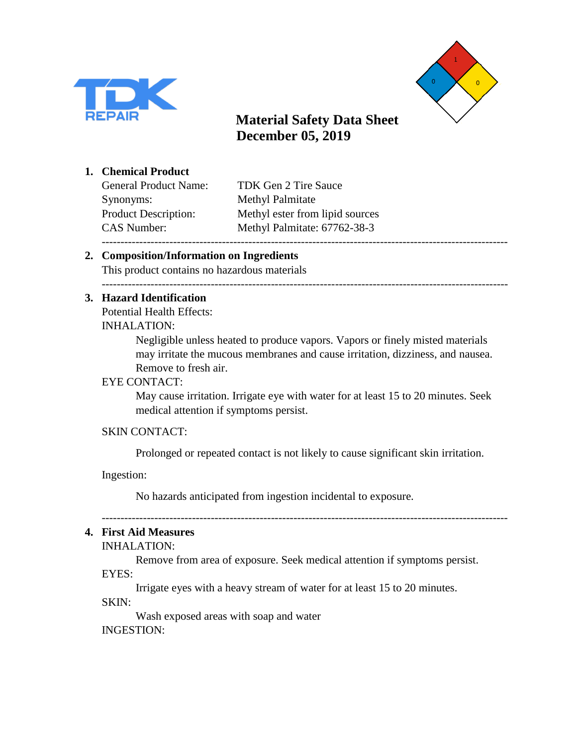TDK REPAIR

# Material Safety Data Sheet
# December 05, 2019

## 1. Chemical Product

| | |
|---|---|
| General Product Name: | TDK Gen 2 Tire Sauce |
| Synonyms: | Methyl Palmitate |
| Product Description: | Methyl ester from lipid sources |
| CAS Number: | Methyl Palmitate: 67762-38-3 |

---

## 2. Composition/Information on Ingredients

This product contains no hazardous materials

---

## 3. Hazard Identification

Potential Health Effects:

INHALATION:

Negligible unless heated to produce vapors. Vapors or finely misted materials may irritate the mucous membranes and cause irritation, dizziness, and nausea. Remove to fresh air.

EYE CONTACT:

May cause irritation. Irrigate eye with water for at least 15 to 20 minutes. Seek medical attention if symptoms persist.

SKIN CONTACT:

Prolonged or repeated contact is not likely to cause significant skin irritation.

Ingestion:

No hazards anticipated from ingestion incidental to exposure.

---

## 4. First Aid Measures

INHALATION:

Remove from area of exposure. Seek medical attention if symptoms persist.

EYES:

Irrigate eyes with a heavy stream of water for at least 15 to 20 minutes.

SKIN:

Wash exposed areas with soap and water

INGESTION: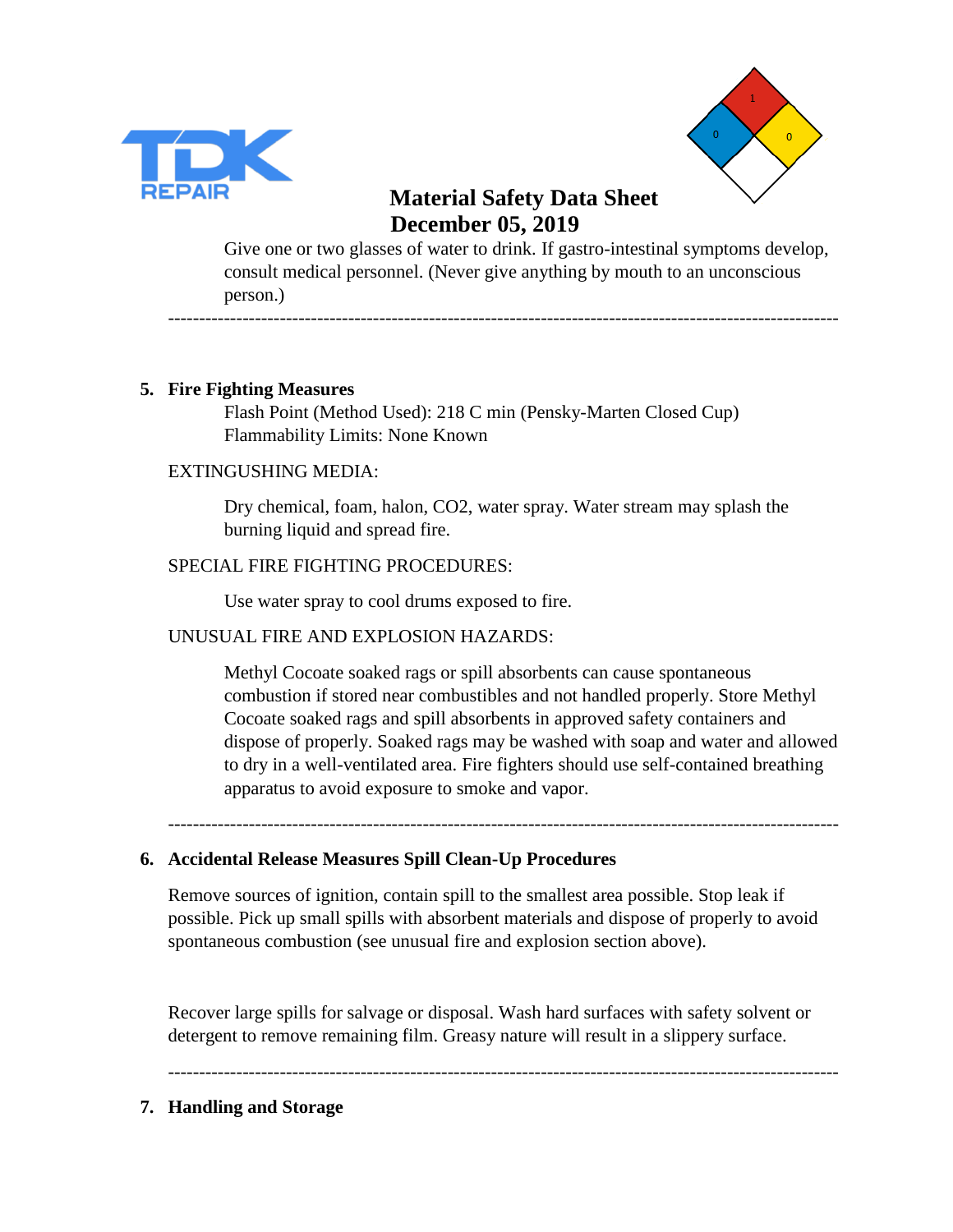Give one or two glasses of water to drink. If gastro-intestinal symptoms develop, consult medical personnel. (Never give anything by mouth to an unconscious person.)

---

## 5. Fire Fighting Measures

Flash Point (Method Used): 218 C min (Pensky-Marten Closed Cup)
Flammability Limits: None Known

EXTINGUSHING MEDIA:

Dry chemical, foam, halon, $CO_2$, water spray. Water stream may splash the burning liquid and spread fire.

SPECIAL FIRE FIGHTING PROCEDURES:

Use water spray to cool drums exposed to fire.

UNUSUAL FIRE AND EXPLOSION HAZARDS:

Methyl Cocoate soaked rags or spill absorbents can cause spontaneous combustion if stored near combustibles and not handled properly. Store Methyl Cocoate soaked rags and spill absorbents in approved safety containers and dispose of properly. Soaked rags may be washed with soap and water and allowed to dry in a well-ventilated area. Fire fighters should use self-contained breathing apparatus to avoid exposure to smoke and vapor.

---

## 6. Accidental Release Measures Spill Clean-Up Procedures

Remove sources of ignition, contain spill to the smallest area possible. Stop leak if possible. Pick up small spills with absorbent materials and dispose of properly to avoid spontaneous combustion (see unusual fire and explosion section above).

Recover large spills for salvage or disposal. Wash hard surfaces with safety solvent or detergent to remove remaining film. Greasy nature will result in a slippery surface.

---

## 7. Handling and Storage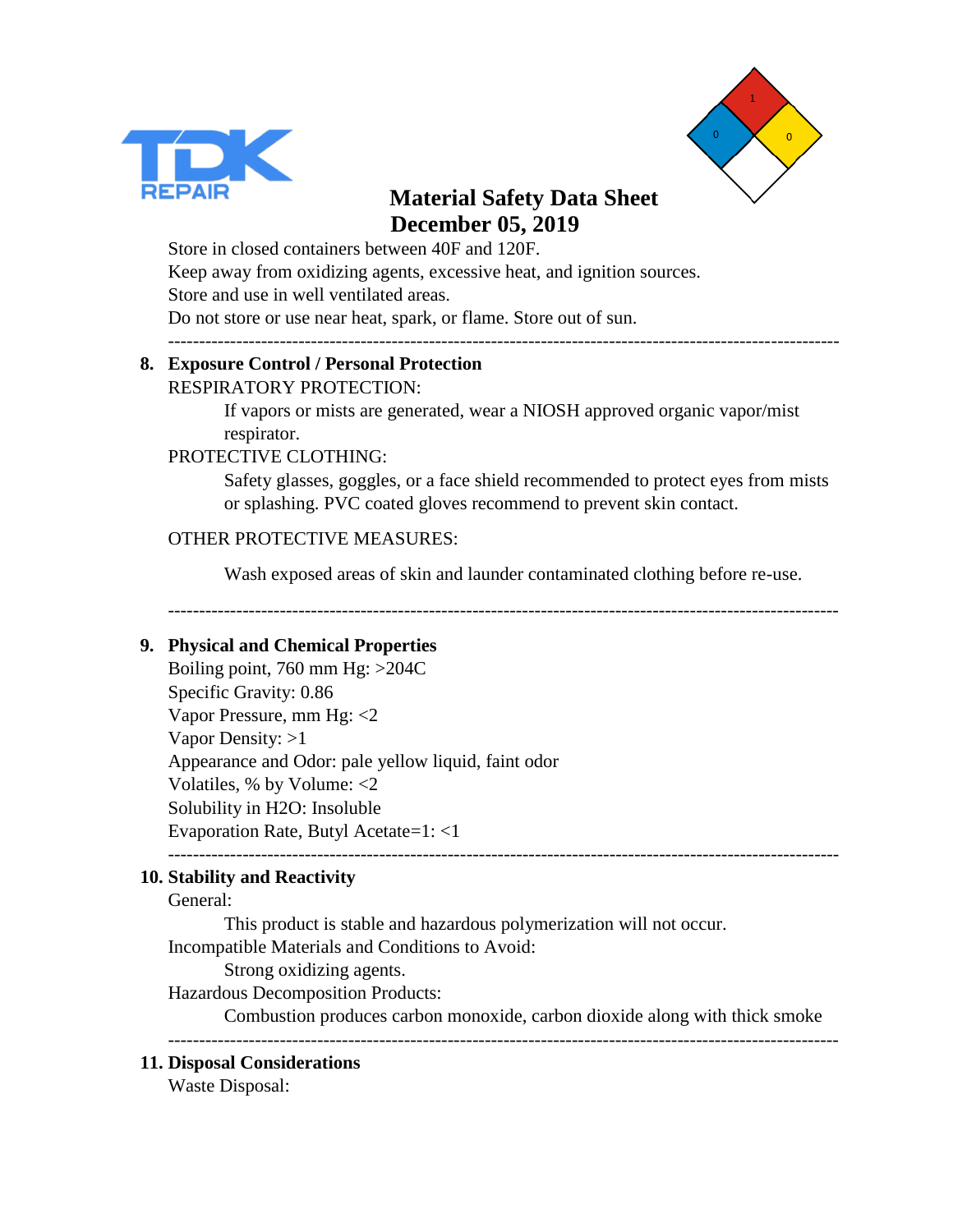# Material Safety Data Sheet
## December 05, 2019

Store in closed containers between 40F and 120F.
Keep away from oxidizing agents, excessive heat, and ignition sources.
Store and use in well ventilated areas.
Do not store or use near heat, spark, or flame. Store out of sun.

---

## 8. Exposure Control / Personal Protection

RESPIRATORY PROTECTION:

If vapors or mists are generated, wear a NIOSH approved organic vapor/mist respirator.

PROTECTIVE CLOTHING:

Safety glasses, goggles, or a face shield recommended to protect eyes from mists or splashing. PVC coated gloves recommend to prevent skin contact.

OTHER PROTECTIVE MEASURES:

Wash exposed areas of skin and launder contaminated clothing before re-use.

---

## 9. Physical and Chemical Properties

Boiling point, 760 mm Hg: >204C
Specific Gravity: 0.86
Vapor Pressure, mm Hg: <2
Vapor Density: >1
Appearance and Odor: pale yellow liquid, faint odor
Volatiles, % by Volume: <2
Solubility in $H_2O$: Insoluble
Evaporation Rate, Butyl Acetate=1: <1

---

## 10. Stability and Reactivity

General:

This product is stable and hazardous polymerization will not occur.

Incompatible Materials and Conditions to Avoid:

Strong oxidizing agents.

Hazardous Decomposition Products:

Combustion produces carbon monoxide, carbon dioxide along with thick smoke

---

## 11. Disposal Considerations

Waste Disposal: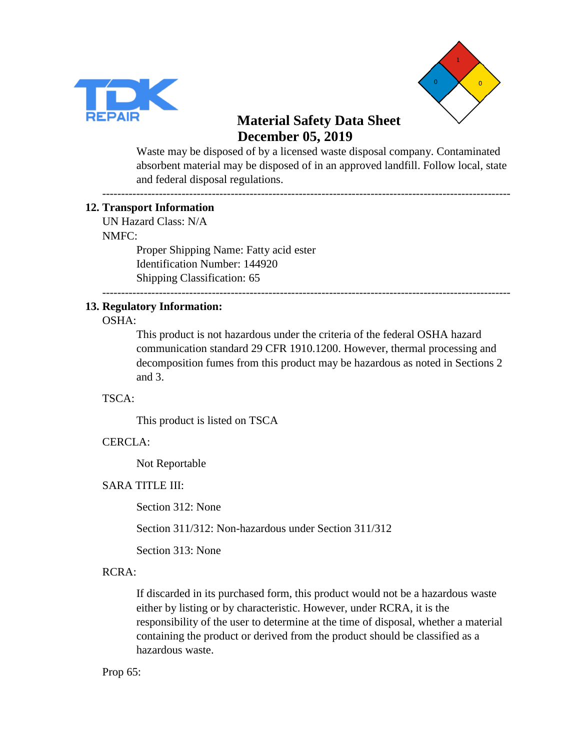**Material Safety Data Sheet**
**December 05, 2019**

Waste may be disposed of by a licensed waste disposal company. Contaminated absorbent material may be disposed of in an approved landfill. Follow local, state and federal disposal regulations.

---

## 12. Transport Information

UN Hazard Class: N/A

NMFC:

Proper Shipping Name: Fatty acid ester
Identification Number: 144920
Shipping Classification: 65

---

## 13. Regulatory Information:

OSHA:

This product is not hazardous under the criteria of the federal OSHA hazard communication standard 29 CFR 1910.1200. However, thermal processing and decomposition fumes from this product may be hazardous as noted in Sections 2 and 3.

TSCA:

This product is listed on TSCA

CERCLA:

Not Reportable

SARA TITLE III:

Section 312: None

Section 311/312: Non-hazardous under Section 311/312

Section 313: None

RCRA:

If discarded in its purchased form, this product would not be a hazardous waste either by listing or by characteristic. However, under RCRA, it is the responsibility of the user to determine at the time of disposal, whether a material containing the product or derived from the product should be classified as a hazardous waste.

Prop 65: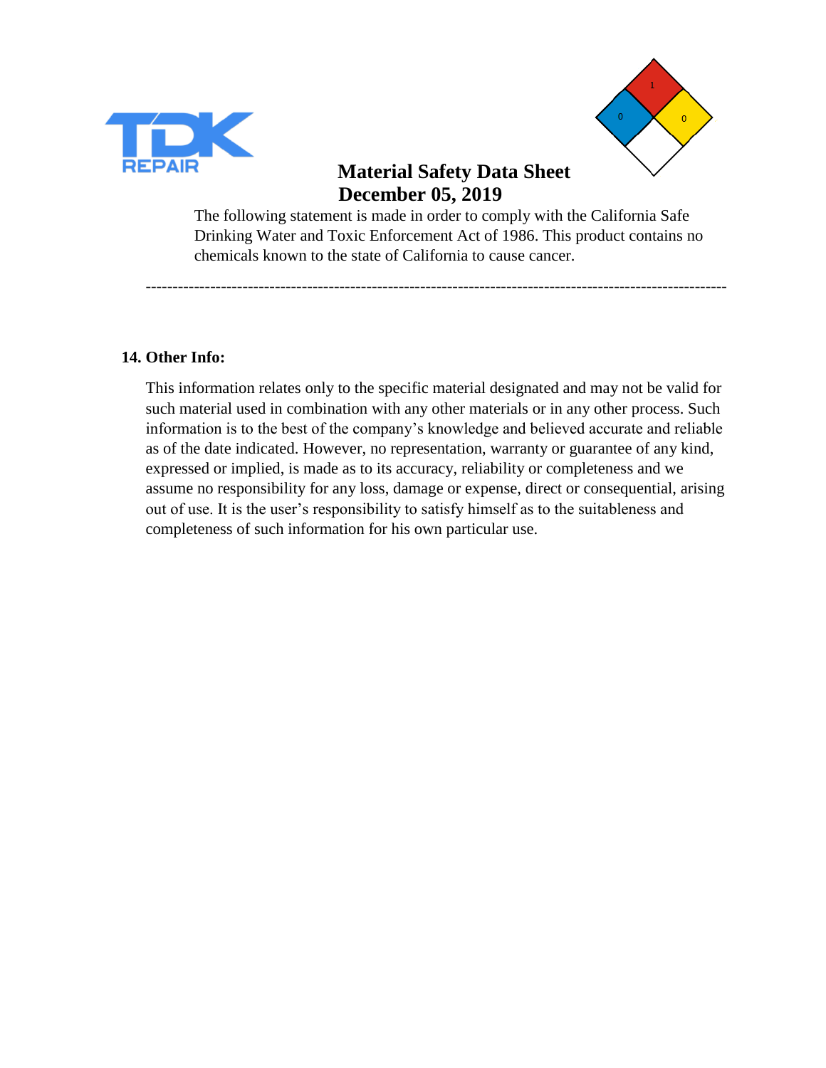TDK REPAIR

1
0 0

# Material Safety Data Sheet
# December 05, 2019

The following statement is made in order to comply with the California Safe Drinking Water and Toxic Enforcement Act of 1986. This product contains no chemicals known to the state of California to cause cancer.

---

## 14. Other Info:

This information relates only to the specific material designated and may not be valid for such material used in combination with any other materials or in any other process. Such information is to the best of the company's knowledge and believed accurate and reliable as of the date indicated. However, no representation, warranty or guarantee of any kind, expressed or implied, is made as to its accuracy, reliability or completeness and we assume no responsibility for any loss, damage or expense, direct or consequential, arising out of use. It is the user's responsibility to satisfy himself as to the suitableness and completeness of such information for his own particular use.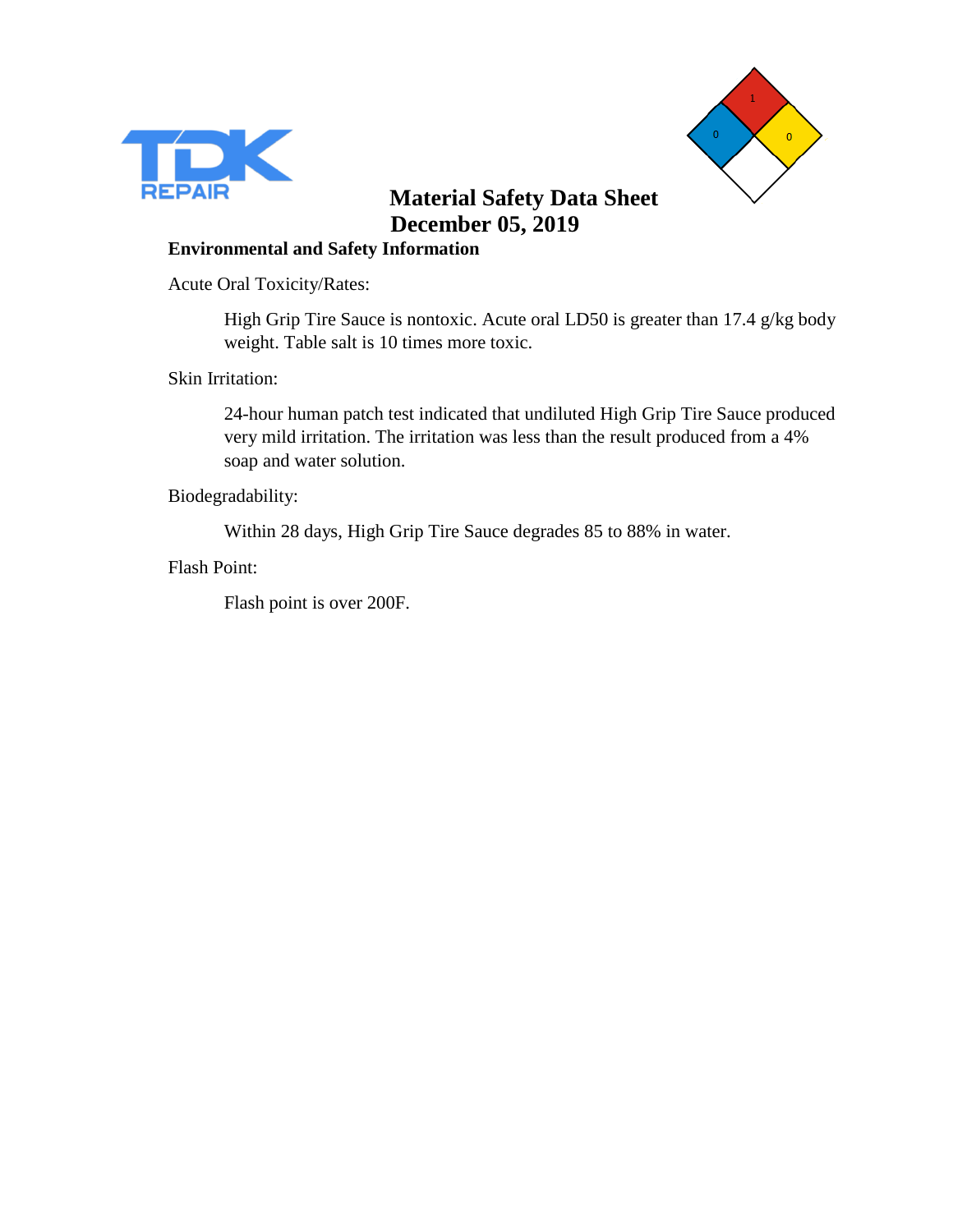# Material Safety Data Sheet

**December 05, 2019**

## Environmental and Safety Information

Acute Oral Toxicity/Rates:

High Grip Tire Sauce is nontoxic. Acute oral LD50 is greater than 17.4 g/kg body weight. Table salt is 10 times more toxic.

Skin Irritation:

24-hour human patch test indicated that undiluted High Grip Tire Sauce produced very mild irritation. The irritation was less than the result produced from a 4% soap and water solution.

Biodegradability:

Within 28 days, High Grip Tire Sauce degrades 85 to 88% in water.

Flash Point:

Flash point is over 200F.